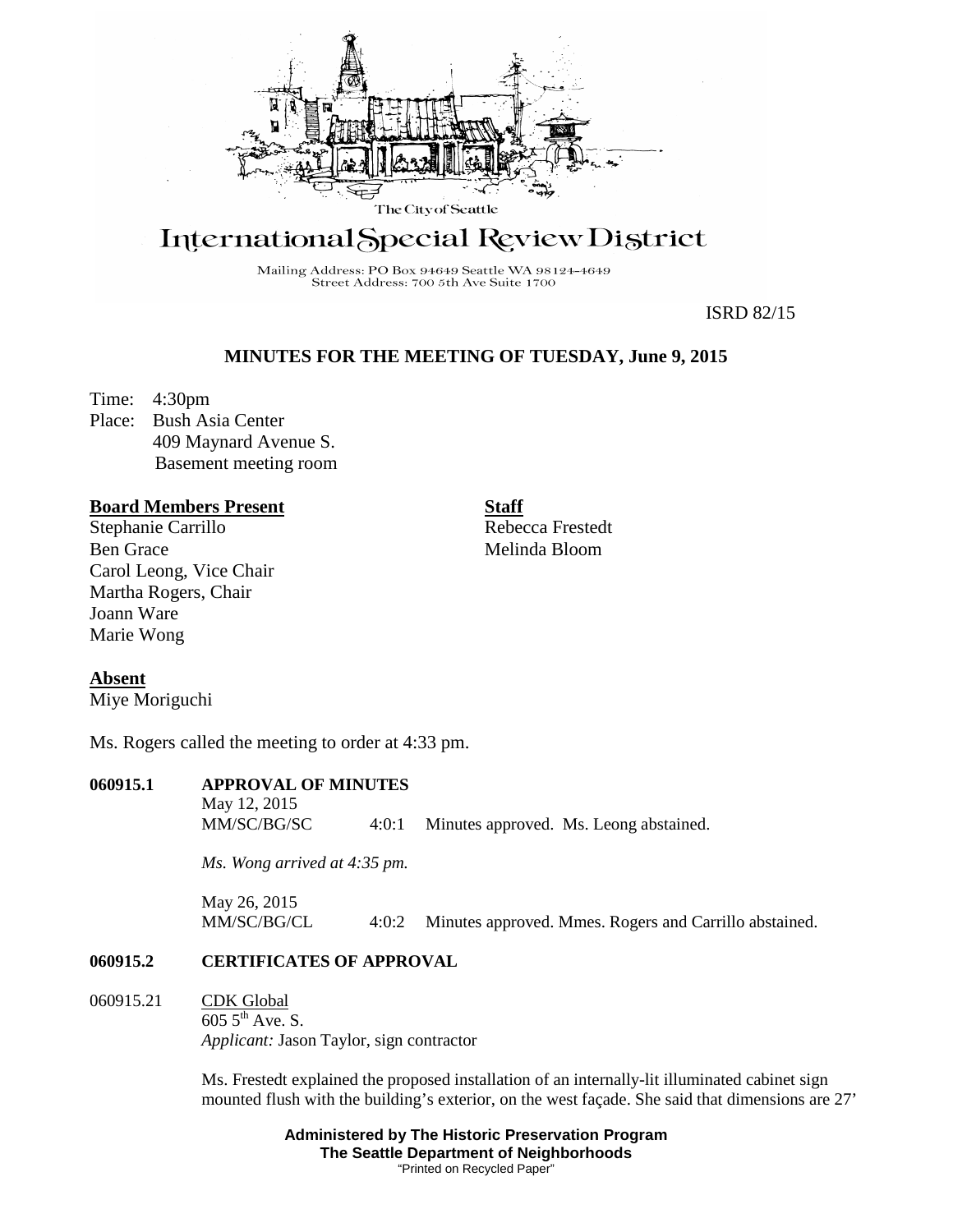The City of Seattle

# International Special Review District

Mailing Address: PO Box 94649 Seattle WA 98124-4649
Street Address: 700 5th Ave Suite 1700

ISRD 82/15

## MINUTES FOR THE MEETING OF TUESDAY, June 9, 2015

Time: 4:30pm
Place: Bush Asia Center
409 Maynard Avenue S.
Basement meeting room

**Board Members Present**
Stephanie Carrillo
Ben Grace
Carol Leong, Vice Chair
Martha Rogers, Chair
Joann Ware
Marie Wong

**Staff**
Rebecca Frestedt
Melinda Bloom

**Absent**
Miye Moriguchi

Ms. Rogers called the meeting to order at 4:33 pm.

**060915.1 APPROVAL OF MINUTES**

May 12, 2015
MM/SC/BG/SC 4:0:1 Minutes approved. Ms. Leong abstained.

*Ms. Wong arrived at 4:35 pm.*

May 26, 2015
MM/SC/BG/CL 4:0:2 Minutes approved. Mmes. Rogers and Carrillo abstained.

**060915.2 CERTIFICATES OF APPROVAL**

060915.21 CDK Global
605 5th Ave. S.
*Applicant:* Jason Taylor, sign contractor

Ms. Frestedt explained the proposed installation of an internally-lit illuminated cabinet sign mounted flush with the building's exterior, on the west façade. She said that dimensions are 27'

**Administered by The Historic Preservation Program**
**The Seattle Department of Neighborhoods**
"Printed on Recycled Paper"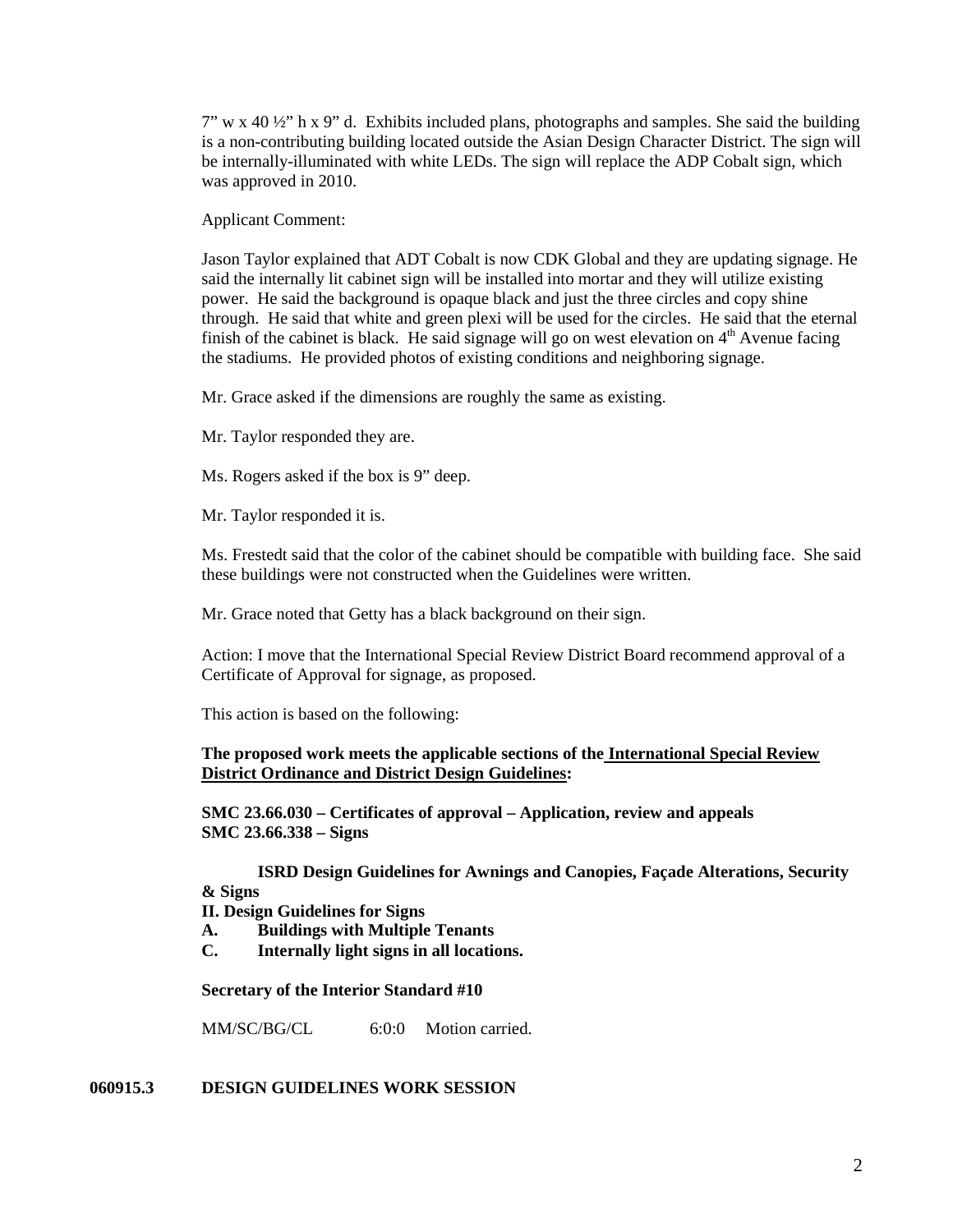7" w x 40 ½" h x 9" d. Exhibits included plans, photographs and samples. She said the building is a non-contributing building located outside the Asian Design Character District. The sign will be internally-illuminated with white LEDs. The sign will replace the ADP Cobalt sign, which was approved in 2010.

Applicant Comment:

Jason Taylor explained that ADT Cobalt is now CDK Global and they are updating signage. He said the internally lit cabinet sign will be installed into mortar and they will utilize existing power. He said the background is opaque black and just the three circles and copy shine through. He said that white and green plexi will be used for the circles. He said that the eternal finish of the cabinet is black. He said signage will go on west elevation on 4th Avenue facing the stadiums. He provided photos of existing conditions and neighboring signage.

Mr. Grace asked if the dimensions are roughly the same as existing.

Mr. Taylor responded they are.

Ms. Rogers asked if the box is 9" deep.

Mr. Taylor responded it is.

Ms. Frestedt said that the color of the cabinet should be compatible with building face. She said these buildings were not constructed when the Guidelines were written.

Mr. Grace noted that Getty has a black background on their sign.

Action: I move that the International Special Review District Board recommend approval of a Certificate of Approval for signage, as proposed.

This action is based on the following:

**The proposed work meets the applicable sections of the International Special Review District Ordinance and District Design Guidelines:**

**SMC 23.66.030 – Certificates of approval – Application, review and appeals**
**SMC 23.66.338 – Signs**

**ISRD Design Guidelines for Awnings and Canopies, Façade Alterations, Security & Signs**
**II. Design Guidelines for Signs**
**A. Buildings with Multiple Tenants**
**C. Internally light signs in all locations.**

**Secretary of the Interior Standard #10**

MM/SC/BG/CL 6:0:0 Motion carried.

**060915.3 DESIGN GUIDELINES WORK SESSION**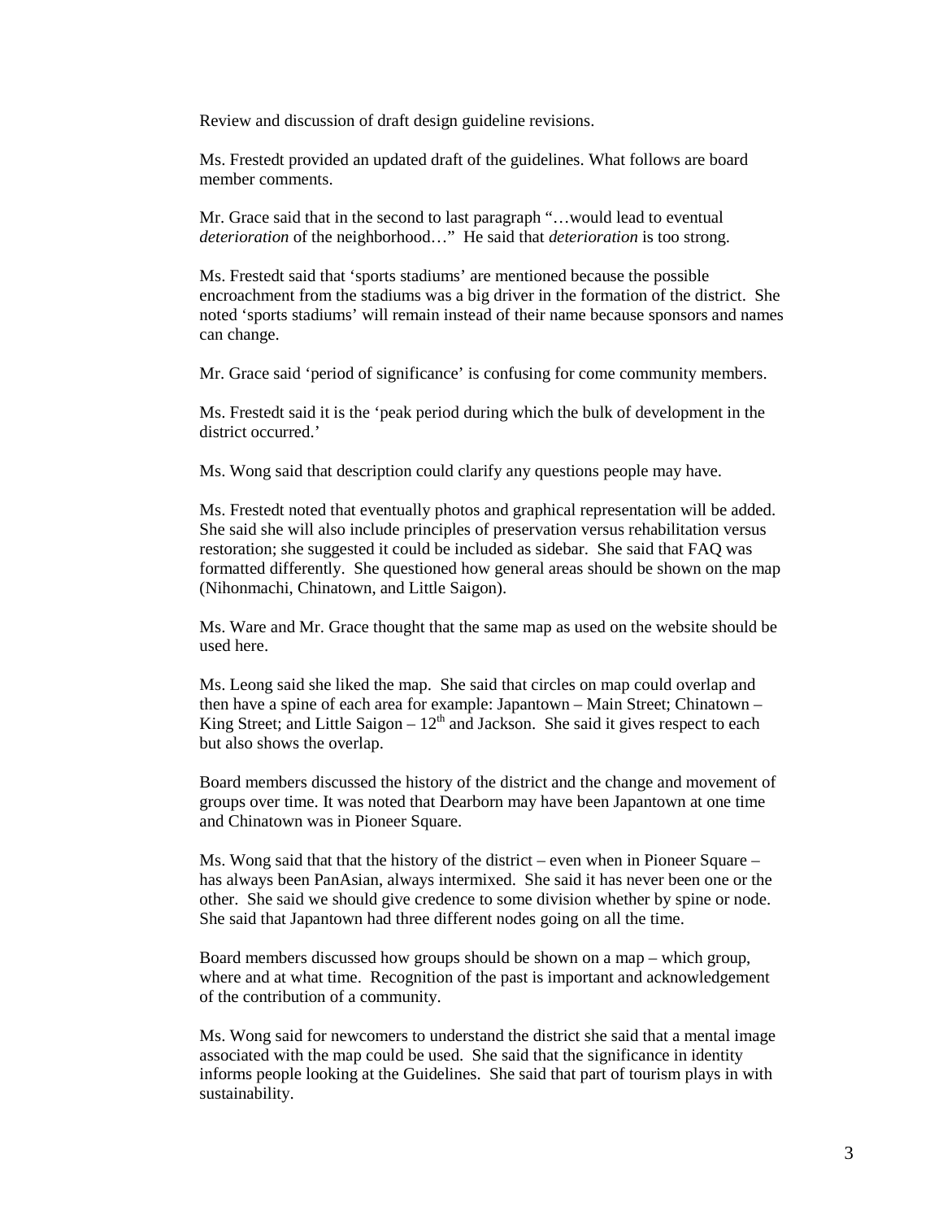Review and discussion of draft design guideline revisions.

Ms. Frestedt provided an updated draft of the guidelines. What follows are board member comments.

Mr. Grace said that in the second to last paragraph "…would lead to eventual *deterioration* of the neighborhood…" He said that *deterioration* is too strong.

Ms. Frestedt said that 'sports stadiums' are mentioned because the possible encroachment from the stadiums was a big driver in the formation of the district. She noted 'sports stadiums' will remain instead of their name because sponsors and names can change.

Mr. Grace said 'period of significance' is confusing for come community members.

Ms. Frestedt said it is the 'peak period during which the bulk of development in the district occurred.'

Ms. Wong said that description could clarify any questions people may have.

Ms. Frestedt noted that eventually photos and graphical representation will be added. She said she will also include principles of preservation versus rehabilitation versus restoration; she suggested it could be included as sidebar. She said that FAQ was formatted differently. She questioned how general areas should be shown on the map (Nihonmachi, Chinatown, and Little Saigon).

Ms. Ware and Mr. Grace thought that the same map as used on the website should be used here.

Ms. Leong said she liked the map. She said that circles on map could overlap and then have a spine of each area for example: Japantown – Main Street; Chinatown – King Street; and Little Saigon – 12th and Jackson. She said it gives respect to each but also shows the overlap.

Board members discussed the history of the district and the change and movement of groups over time. It was noted that Dearborn may have been Japantown at one time and Chinatown was in Pioneer Square.

Ms. Wong said that that the history of the district – even when in Pioneer Square – has always been PanAsian, always intermixed. She said it has never been one or the other. She said we should give credence to some division whether by spine or node. She said that Japantown had three different nodes going on all the time.

Board members discussed how groups should be shown on a map – which group, where and at what time. Recognition of the past is important and acknowledgement of the contribution of a community.

Ms. Wong said for newcomers to understand the district she said that a mental image associated with the map could be used. She said that the significance in identity informs people looking at the Guidelines. She said that part of tourism plays in with sustainability.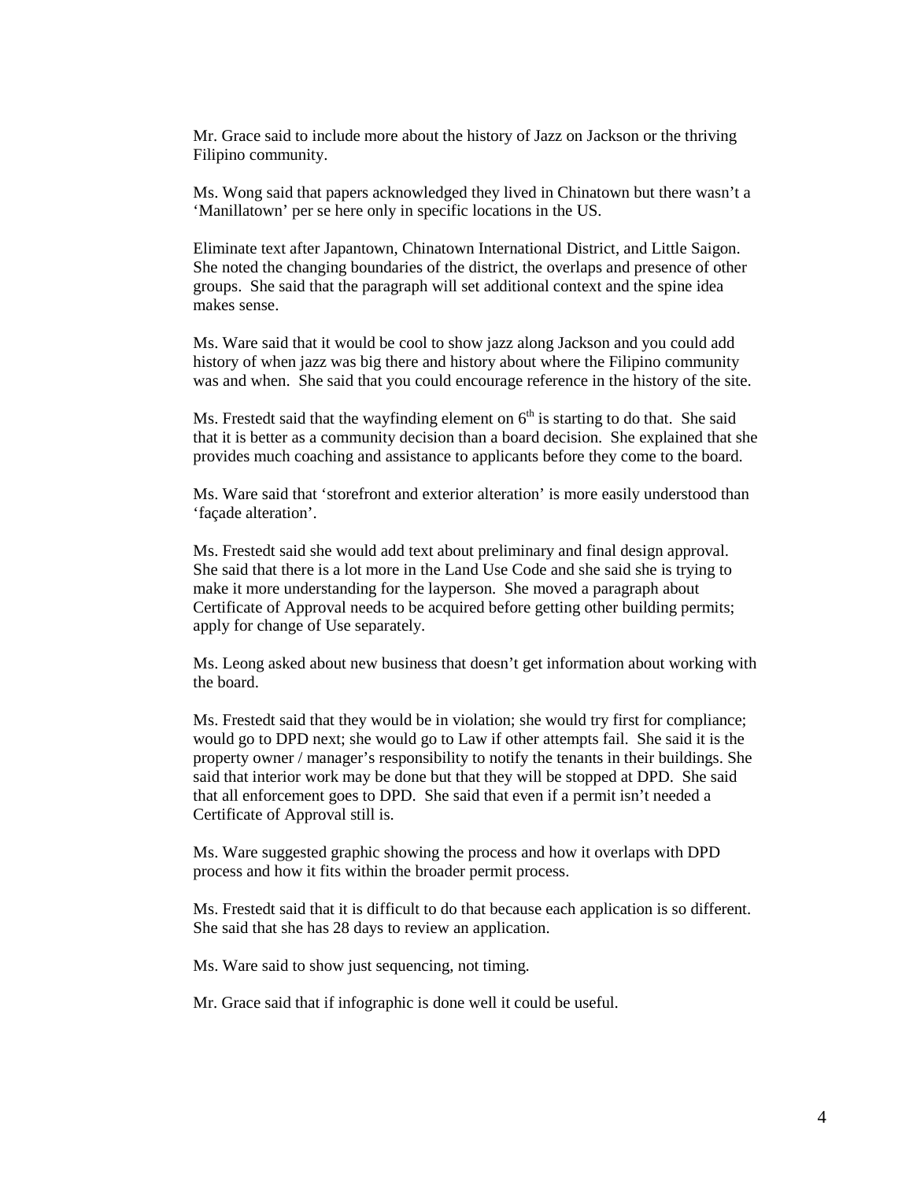Mr. Grace said to include more about the history of Jazz on Jackson or the thriving Filipino community.

Ms. Wong said that papers acknowledged they lived in Chinatown but there wasn't a 'Manillatown' per se here only in specific locations in the US.

Eliminate text after Japantown, Chinatown International District, and Little Saigon. She noted the changing boundaries of the district, the overlaps and presence of other groups. She said that the paragraph will set additional context and the spine idea makes sense.

Ms. Ware said that it would be cool to show jazz along Jackson and you could add history of when jazz was big there and history about where the Filipino community was and when. She said that you could encourage reference in the history of the site.

Ms. Frestedt said that the wayfinding element on 6th is starting to do that. She said that it is better as a community decision than a board decision. She explained that she provides much coaching and assistance to applicants before they come to the board.

Ms. Ware said that 'storefront and exterior alteration' is more easily understood than 'façade alteration'.

Ms. Frestedt said she would add text about preliminary and final design approval. She said that there is a lot more in the Land Use Code and she said she is trying to make it more understanding for the layperson. She moved a paragraph about Certificate of Approval needs to be acquired before getting other building permits; apply for change of Use separately.

Ms. Leong asked about new business that doesn't get information about working with the board.

Ms. Frestedt said that they would be in violation; she would try first for compliance; would go to DPD next; she would go to Law if other attempts fail. She said it is the property owner / manager's responsibility to notify the tenants in their buildings. She said that interior work may be done but that they will be stopped at DPD. She said that all enforcement goes to DPD. She said that even if a permit isn't needed a Certificate of Approval still is.

Ms. Ware suggested graphic showing the process and how it overlaps with DPD process and how it fits within the broader permit process.

Ms. Frestedt said that it is difficult to do that because each application is so different. She said that she has 28 days to review an application.

Ms. Ware said to show just sequencing, not timing.

Mr. Grace said that if infographic is done well it could be useful.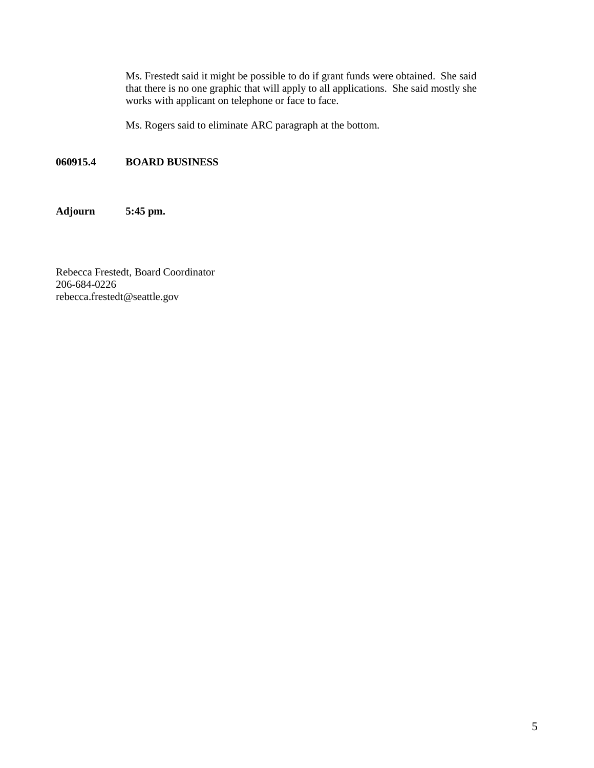Ms. Frestedt said it might be possible to do if grant funds were obtained. She said that there is no one graphic that will apply to all applications. She said mostly she works with applicant on telephone or face to face.

Ms. Rogers said to eliminate ARC paragraph at the bottom.

**060915.4 BOARD BUSINESS**

**Adjourn 5:45 pm.**

Rebecca Frestedt, Board Coordinator
206-684-0226
rebecca.frestedt@seattle.gov